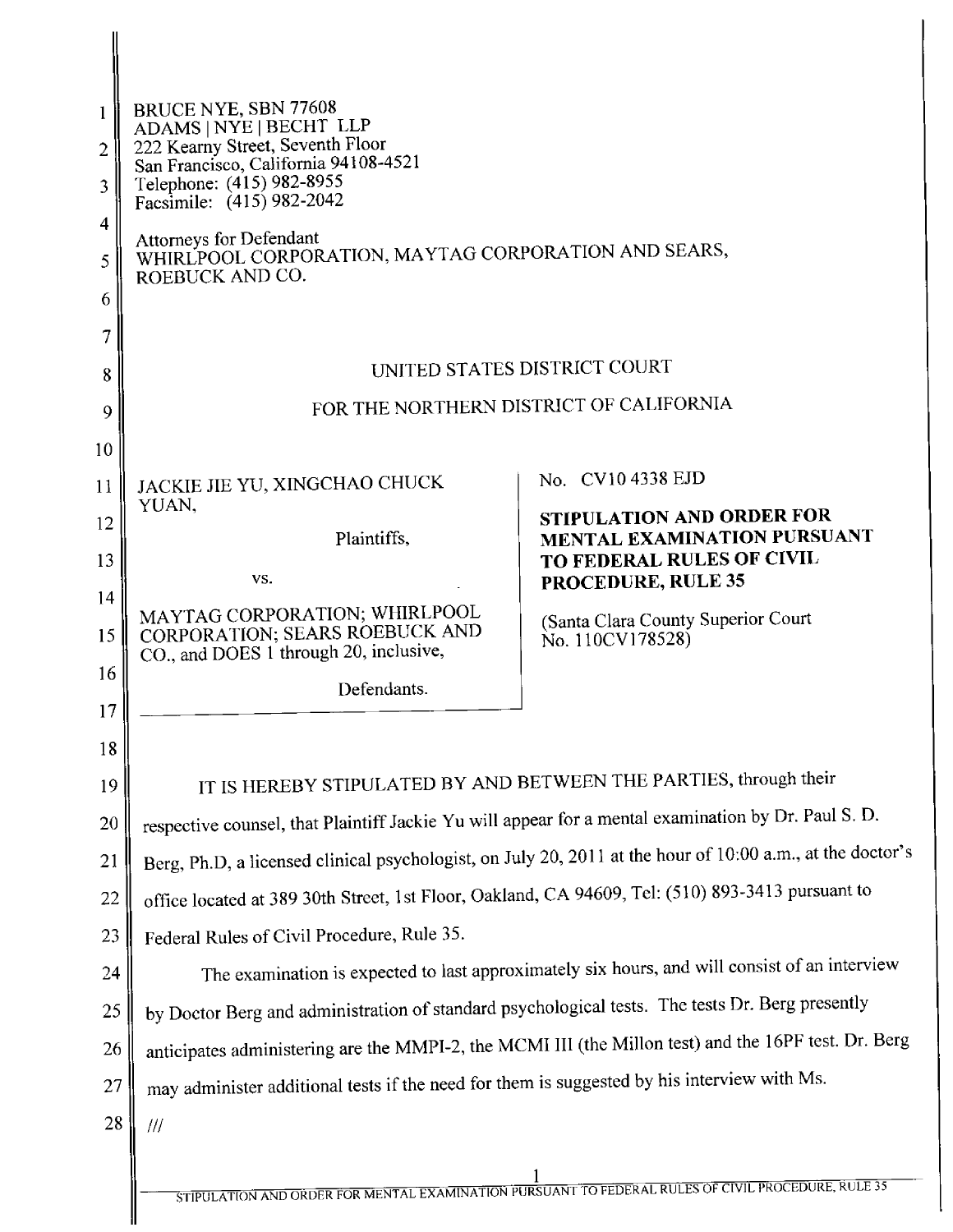BRUCE NYE, SBN 77608
ADAMS | NYE | BECHT LLP
222 Kearny Street, Seventh Floor
San Francisco, California 94108-4521
Telephone: (415) 982-8955
Facsimile: (415) 982-2042

Attorneys for Defendant
WHIRLPOOL CORPORATION, MAYTAG CORPORATION AND SEARS, ROEBUCK AND CO.

UNITED STATES DISTRICT COURT

FOR THE NORTHERN DISTRICT OF CALIFORNIA

JACKIE JIE YU, XINGCHAO CHUCK YUAN,

Plaintiffs,

vs.

MAYTAG CORPORATION; WHIRLPOOL CORPORATION; SEARS ROEBUCK AND CO., and DOES 1 through 20, inclusive,

Defendants.

No. CV10 4338 EJD

**STIPULATION AND ORDER FOR MENTAL EXAMINATION PURSUANT TO FEDERAL RULES OF CIVIL PROCEDURE, RULE 35**

(Santa Clara County Superior Court No. 110CV178528)

IT IS HEREBY STIPULATED BY AND BETWEEN THE PARTIES, through their respective counsel, that Plaintiff Jackie Yu will appear for a mental examination by Dr. Paul S. D. Berg, Ph.D, a licensed clinical psychologist, on July 20, 2011 at the hour of 10:00 a.m., at the doctor's office located at 389 30th Street, 1st Floor, Oakland, CA 94609, Tel: (510) 893-3413 pursuant to Federal Rules of Civil Procedure, Rule 35.

The examination is expected to last approximately six hours, and will consist of an interview by Doctor Berg and administration of standard psychological tests. The tests Dr. Berg presently anticipates administering are the MMPI-2, the MCMI III (the Millon test) and the 16PF test. Dr. Berg may administer additional tests if the need for them is suggested by his interview with Ms.

///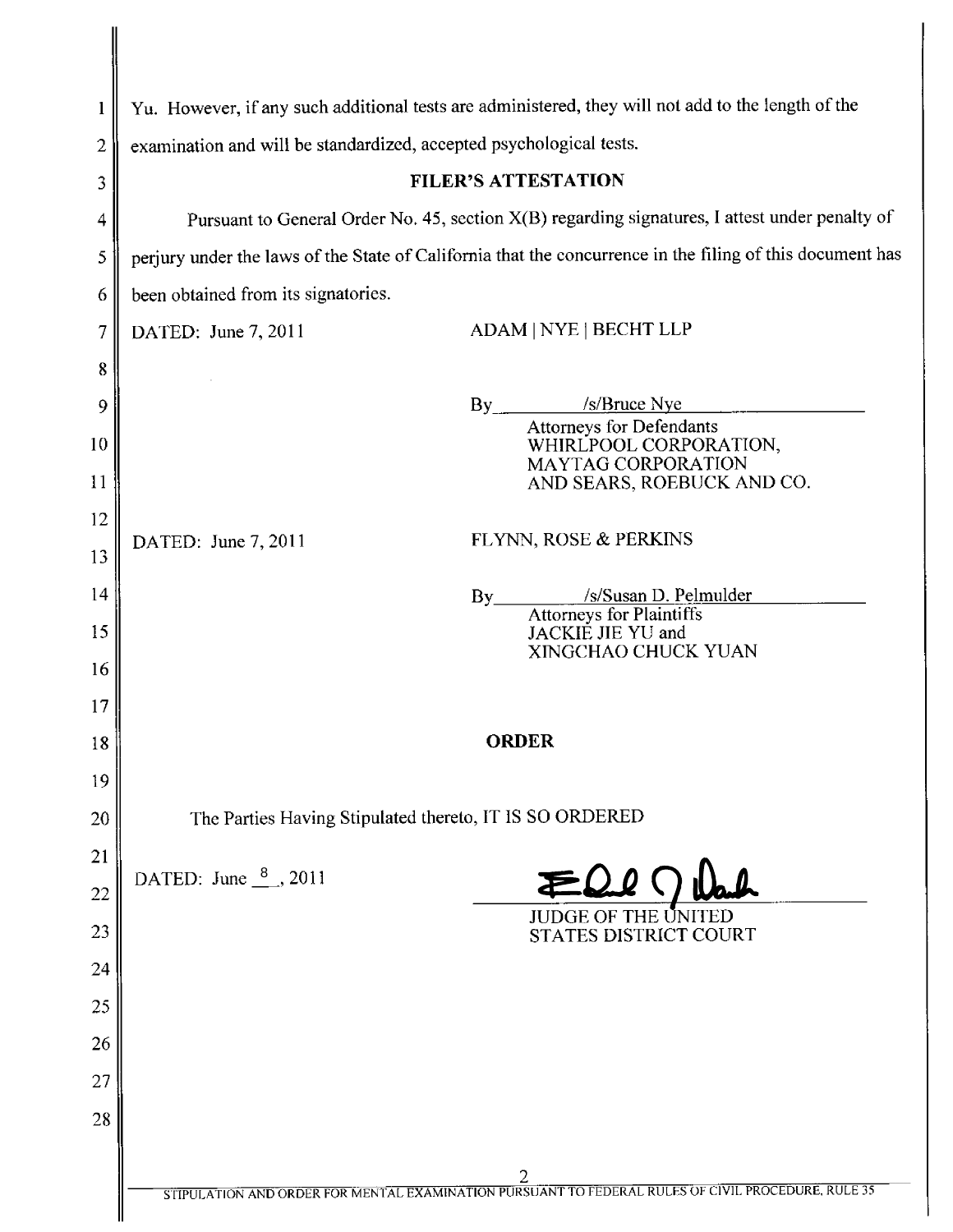Yu. However, if any such additional tests are administered, they will not add to the length of the examination and will be standardized, accepted psychological tests.

**FILER'S ATTESTATION**

Pursuant to General Order No. 45, section X(B) regarding signatures, I attest under penalty of perjury under the laws of the State of California that the concurrence in the filing of this document has been obtained from its signatories.

DATED: June 7, 2011

ADAM | NYE | BECHT LLP

By /s/Bruce Nye
Attorneys for Defendants
WHIRLPOOL CORPORATION,
MAYTAG CORPORATION
AND SEARS, ROEBUCK AND CO.

DATED: June 7, 2011

FLYNN, ROSE & PERKINS

By /s/Susan D. Pelmulder
Attorneys for Plaintiffs
JACKIE JIE YU and
XINGCHAO CHUCK YUAN

**ORDER**

The Parties Having Stipulated thereto, IT IS SO ORDERED

DATED: June 8, 2011

JUDGE OF THE UNITED
STATES DISTRICT COURT

STIPULATION AND ORDER FOR MENTAL EXAMINATION PURSUANT TO FEDERAL RULES OF CIVIL PROCEDURE, RULE 35